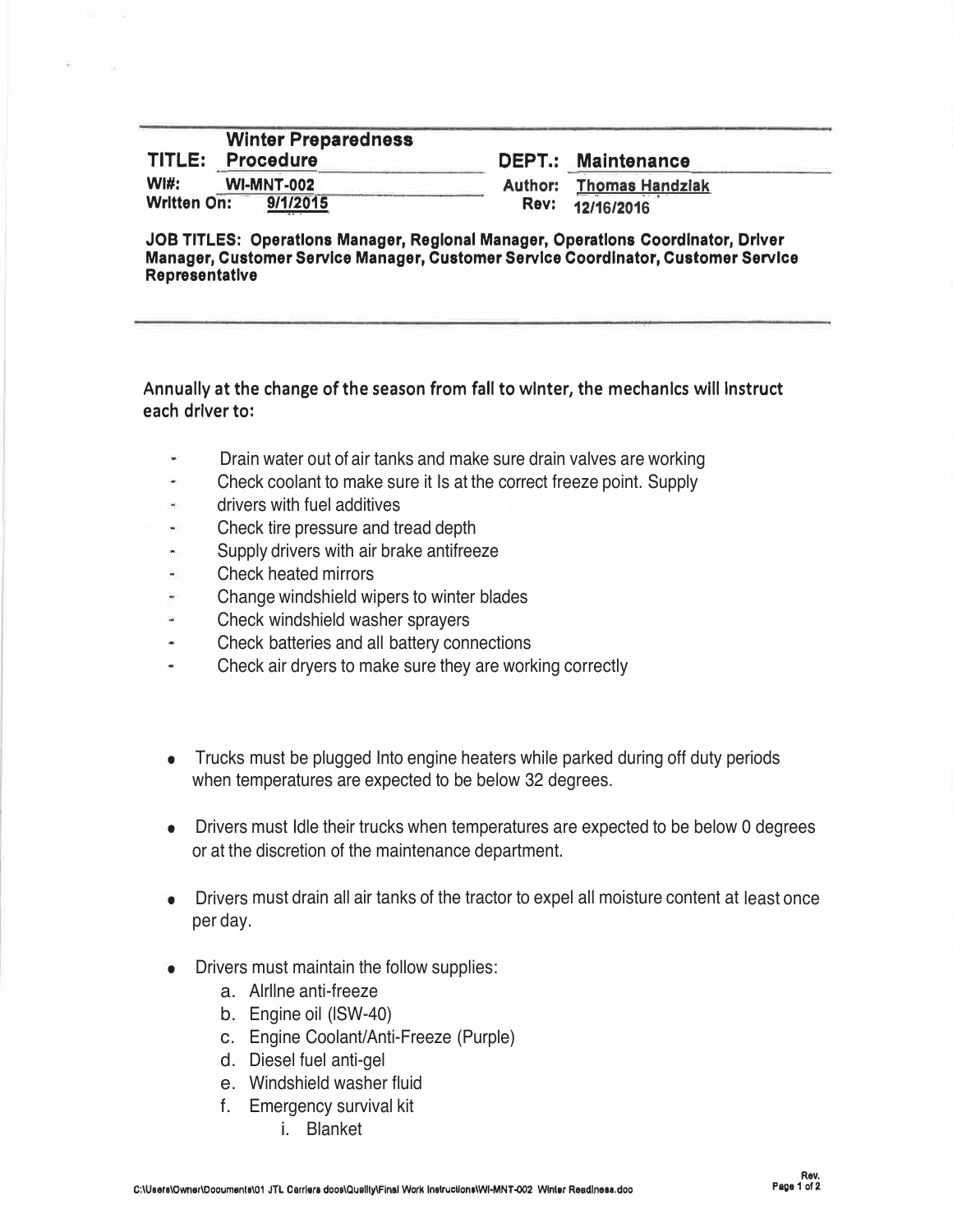| | | | |
|---|---|---|---|
| **TITLE:** | **Winter Preparedness Procedure** | **DEPT.:** | **Maintenance** |
| **WI#:** | **WI-MNT-002** | **Author:** | **Thomas Handziak** |
| **Written On:** | **9/1/2015** | **Rev:** | **12/16/2016** |

**JOB TITLES: Operations Manager, Regional Manager, Operations Coordinator, Driver Manager, Customer Service Manager, Customer Service Coordinator, Customer Service Representative**

**Annually at the change of the season from fall to winter, the mechanics will instruct each driver to:**

- Drain water out of air tanks and make sure drain valves are working
- Check coolant to make sure it Is at the correct freeze point. Supply
- drivers with fuel additives
- Check tire pressure and tread depth
- Supply drivers with air brake antifreeze
- Check heated mirrors
- Change windshield wipers to winter blades
- Check windshield washer sprayers
- Check batteries and all battery connections
- Check air dryers to make sure they are working correctly

- Trucks must be plugged Into engine heaters while parked during off duty periods when temperatures are expected to be below 32 degrees.
- Drivers must Idle their trucks when temperatures are expected to be below 0 degrees or at the discretion of the maintenance department.
- Drivers must drain all air tanks of the tractor to expel all moisture content at least once per day.
- Drivers must maintain the follow supplies:
  a. Airline anti-freeze
  b. Engine oil (ISW-40)
  c. Engine Coolant/Anti-Freeze (Purple)
  d. Diesel fuel anti-gel
  e. Windshield washer fluid
  f. Emergency survival kit
     i. Blanket

C:\Users\Owner\Documents\01 JTL Carriers docs\Quality\Final Work Instructions\WI-MNT-002 Winter Readiness.doc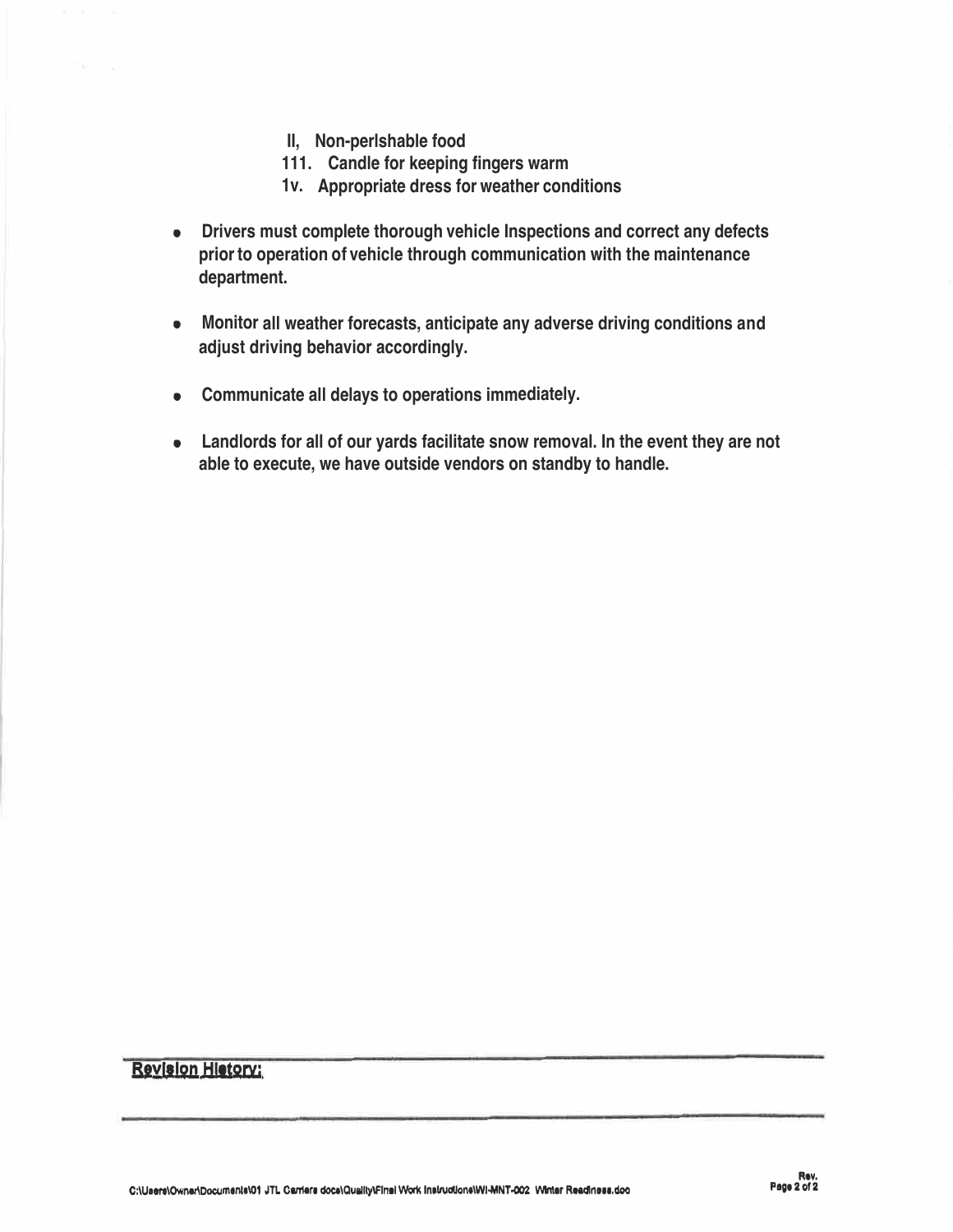II, Non-perishable food
111. Candle for keeping fingers warm
1v. Appropriate dress for weather conditions

- Drivers must complete thorough vehicle Inspections and correct any defects prior to operation of vehicle through communication with the maintenance department.

- Monitor all weather forecasts, anticipate any adverse driving conditions and adjust driving behavior accordingly.

- Communicate all delays to operations immediately.

- Landlords for all of our yards facilitate snow removal. In the event they are not able to execute, we have outside vendors on standby to handle.

**Revision History:**

C:\Users\Owner\Documents\01 JTL Carriers docs\Quality\Final Work Instructions\WI-MNT-002 Winter Readiness.doc

Rev.